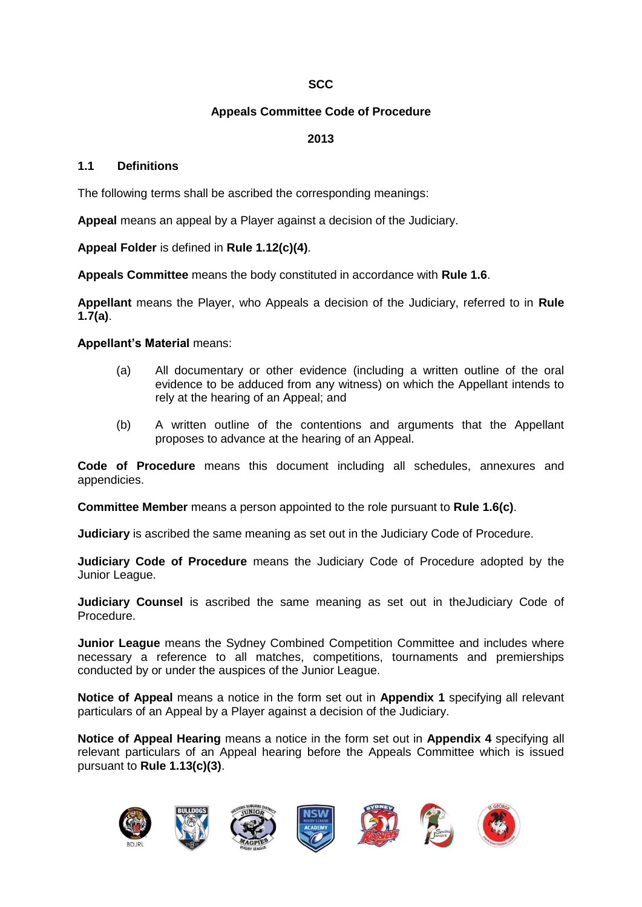**SCC**

**Appeals Committee Code of Procedure**

**2013**

## 1.1 Definitions

The following terms shall be ascribed the corresponding meanings:

**Appeal** means an appeal by a Player against a decision of the Judiciary.

**Appeal Folder** is defined in **Rule 1.12(c)(4)**.

**Appeals Committee** means the body constituted in accordance with **Rule 1.6**.

**Appellant** means the Player, who Appeals a decision of the Judiciary, referred to in **Rule 1.7(a)**.

**Appellant's Material** means:

(a) All documentary or other evidence (including a written outline of the oral evidence to be adduced from any witness) on which the Appellant intends to rely at the hearing of an Appeal; and

(b) A written outline of the contentions and arguments that the Appellant proposes to advance at the hearing of an Appeal.

**Code of Procedure** means this document including all schedules, annexures and appendicies.

**Committee Member** means a person appointed to the role pursuant to **Rule 1.6(c)**.

**Judiciary** is ascribed the same meaning as set out in the Judiciary Code of Procedure.

**Judiciary Code of Procedure** means the Judiciary Code of Procedure adopted by the Junior League.

**Judiciary Counsel** is ascribed the same meaning as set out in theJudiciary Code of Procedure.

**Junior League** means the Sydney Combined Competition Committee and includes where necessary a reference to all matches, competitions, tournaments and premierships conducted by or under the auspices of the Junior League.

**Notice of Appeal** means a notice in the form set out in **Appendix 1** specifying all relevant particulars of an Appeal by a Player against a decision of the Judiciary.

**Notice of Appeal Hearing** means a notice in the form set out in **Appendix 4** specifying all relevant particulars of an Appeal hearing before the Appeals Committee which is issued pursuant to **Rule 1.13(c)(3)**.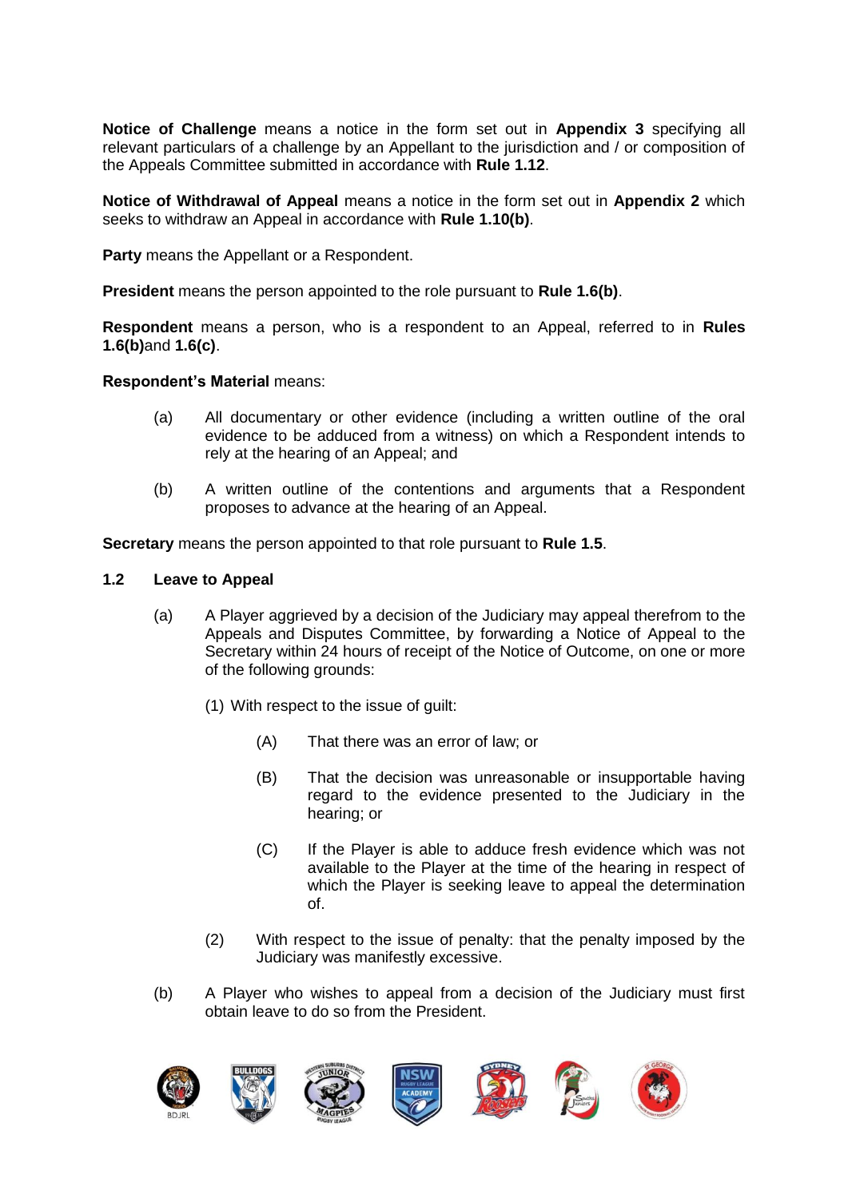**Notice of Challenge** means a notice in the form set out in **Appendix 3** specifying all relevant particulars of a challenge by an Appellant to the jurisdiction and / or composition of the Appeals Committee submitted in accordance with **Rule 1.12**.

**Notice of Withdrawal of Appeal** means a notice in the form set out in **Appendix 2** which seeks to withdraw an Appeal in accordance with **Rule 1.10(b)**.

**Party** means the Appellant or a Respondent.

**President** means the person appointed to the role pursuant to **Rule 1.6(b)**.

**Respondent** means a person, who is a respondent to an Appeal, referred to in **Rules 1.6(b)**and **1.6(c)**.

**Respondent's Material** means:

(a) All documentary or other evidence (including a written outline of the oral evidence to be adduced from a witness) on which a Respondent intends to rely at the hearing of an Appeal; and

(b) A written outline of the contentions and arguments that a Respondent proposes to advance at the hearing of an Appeal.

**Secretary** means the person appointed to that role pursuant to **Rule 1.5**.

### 1.2 Leave to Appeal

(a) A Player aggrieved by a decision of the Judiciary may appeal therefrom to the Appeals and Disputes Committee, by forwarding a Notice of Appeal to the Secretary within 24 hours of receipt of the Notice of Outcome, on one or more of the following grounds:

(1) With respect to the issue of guilt:

(A) That there was an error of law; or

(B) That the decision was unreasonable or insupportable having regard to the evidence presented to the Judiciary in the hearing; or

(C) If the Player is able to adduce fresh evidence which was not available to the Player at the time of the hearing in respect of which the Player is seeking leave to appeal the determination of.

(2) With respect to the issue of penalty: that the penalty imposed by the Judiciary was manifestly excessive.

(b) A Player who wishes to appeal from a decision of the Judiciary must first obtain leave to do so from the President.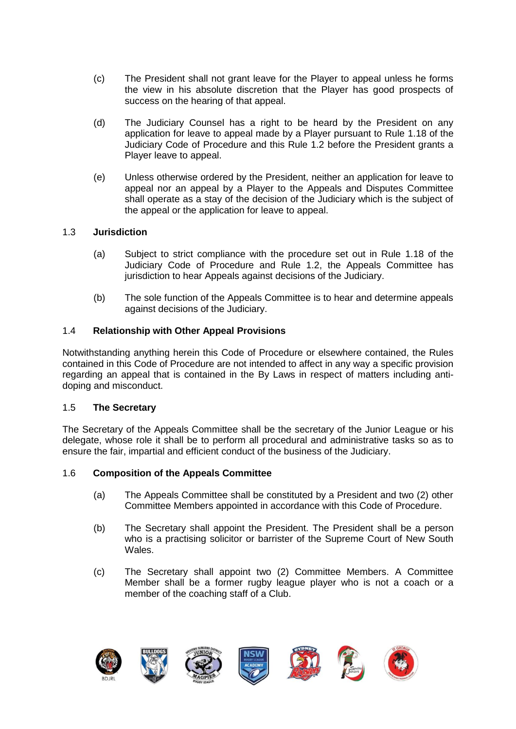(c) The President shall not grant leave for the Player to appeal unless he forms the view in his absolute discretion that the Player has good prospects of success on the hearing of that appeal.

(d) The Judiciary Counsel has a right to be heard by the President on any application for leave to appeal made by a Player pursuant to Rule 1.18 of the Judiciary Code of Procedure and this Rule 1.2 before the President grants a Player leave to appeal.

(e) Unless otherwise ordered by the President, neither an application for leave to appeal nor an appeal by a Player to the Appeals and Disputes Committee shall operate as a stay of the decision of the Judiciary which is the subject of the appeal or the application for leave to appeal.

### 1.3 Jurisdiction

(a) Subject to strict compliance with the procedure set out in Rule 1.18 of the Judiciary Code of Procedure and Rule 1.2, the Appeals Committee has jurisdiction to hear Appeals against decisions of the Judiciary.

(b) The sole function of the Appeals Committee is to hear and determine appeals against decisions of the Judiciary.

### 1.4 Relationship with Other Appeal Provisions

Notwithstanding anything herein this Code of Procedure or elsewhere contained, the Rules contained in this Code of Procedure are not intended to affect in any way a specific provision regarding an appeal that is contained in the By Laws in respect of matters including anti-doping and misconduct.

### 1.5 The Secretary

The Secretary of the Appeals Committee shall be the secretary of the Junior League or his delegate, whose role it shall be to perform all procedural and administrative tasks so as to ensure the fair, impartial and efficient conduct of the business of the Judiciary.

### 1.6 Composition of the Appeals Committee

(a) The Appeals Committee shall be constituted by a President and two (2) other Committee Members appointed in accordance with this Code of Procedure.

(b) The Secretary shall appoint the President. The President shall be a person who is a practising solicitor or barrister of the Supreme Court of New South Wales.

(c) The Secretary shall appoint two (2) Committee Members. A Committee Member shall be a former rugby league player who is not a coach or a member of the coaching staff of a Club.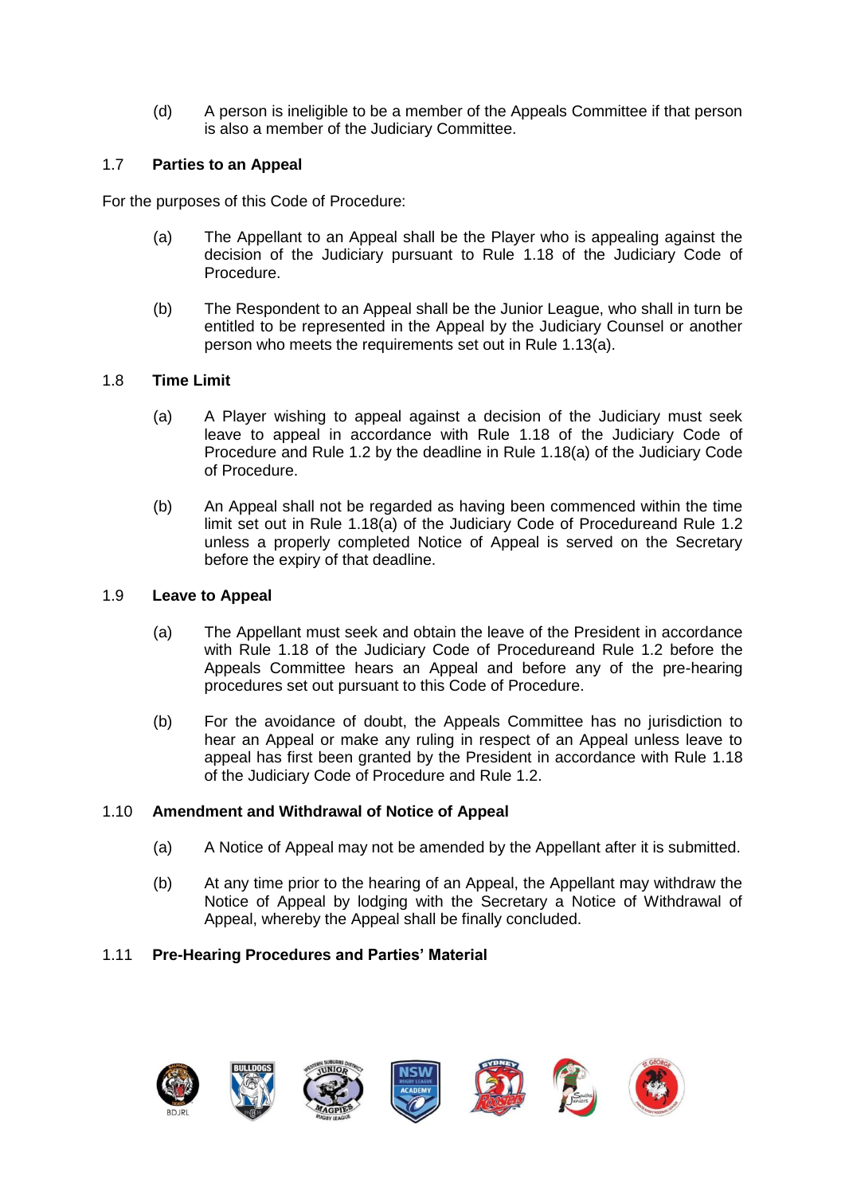(d) A person is ineligible to be a member of the Appeals Committee if that person is also a member of the Judiciary Committee.

### 1.7 Parties to an Appeal

For the purposes of this Code of Procedure:

(a) The Appellant to an Appeal shall be the Player who is appealing against the decision of the Judiciary pursuant to Rule 1.18 of the Judiciary Code of Procedure.

(b) The Respondent to an Appeal shall be the Junior League, who shall in turn be entitled to be represented in the Appeal by the Judiciary Counsel or another person who meets the requirements set out in Rule 1.13(a).

### 1.8 Time Limit

(a) A Player wishing to appeal against a decision of the Judiciary must seek leave to appeal in accordance with Rule 1.18 of the Judiciary Code of Procedure and Rule 1.2 by the deadline in Rule 1.18(a) of the Judiciary Code of Procedure.

(b) An Appeal shall not be regarded as having been commenced within the time limit set out in Rule 1.18(a) of the Judiciary Code of Procedureand Rule 1.2 unless a properly completed Notice of Appeal is served on the Secretary before the expiry of that deadline.

### 1.9 Leave to Appeal

(a) The Appellant must seek and obtain the leave of the President in accordance with Rule 1.18 of the Judiciary Code of Procedureand Rule 1.2 before the Appeals Committee hears an Appeal and before any of the pre-hearing procedures set out pursuant to this Code of Procedure.

(b) For the avoidance of doubt, the Appeals Committee has no jurisdiction to hear an Appeal or make any ruling in respect of an Appeal unless leave to appeal has first been granted by the President in accordance with Rule 1.18 of the Judiciary Code of Procedure and Rule 1.2.

### 1.10 Amendment and Withdrawal of Notice of Appeal

(a) A Notice of Appeal may not be amended by the Appellant after it is submitted.

(b) At any time prior to the hearing of an Appeal, the Appellant may withdraw the Notice of Appeal by lodging with the Secretary a Notice of Withdrawal of Appeal, whereby the Appeal shall be finally concluded.

### 1.11 Pre-Hearing Procedures and Parties' Material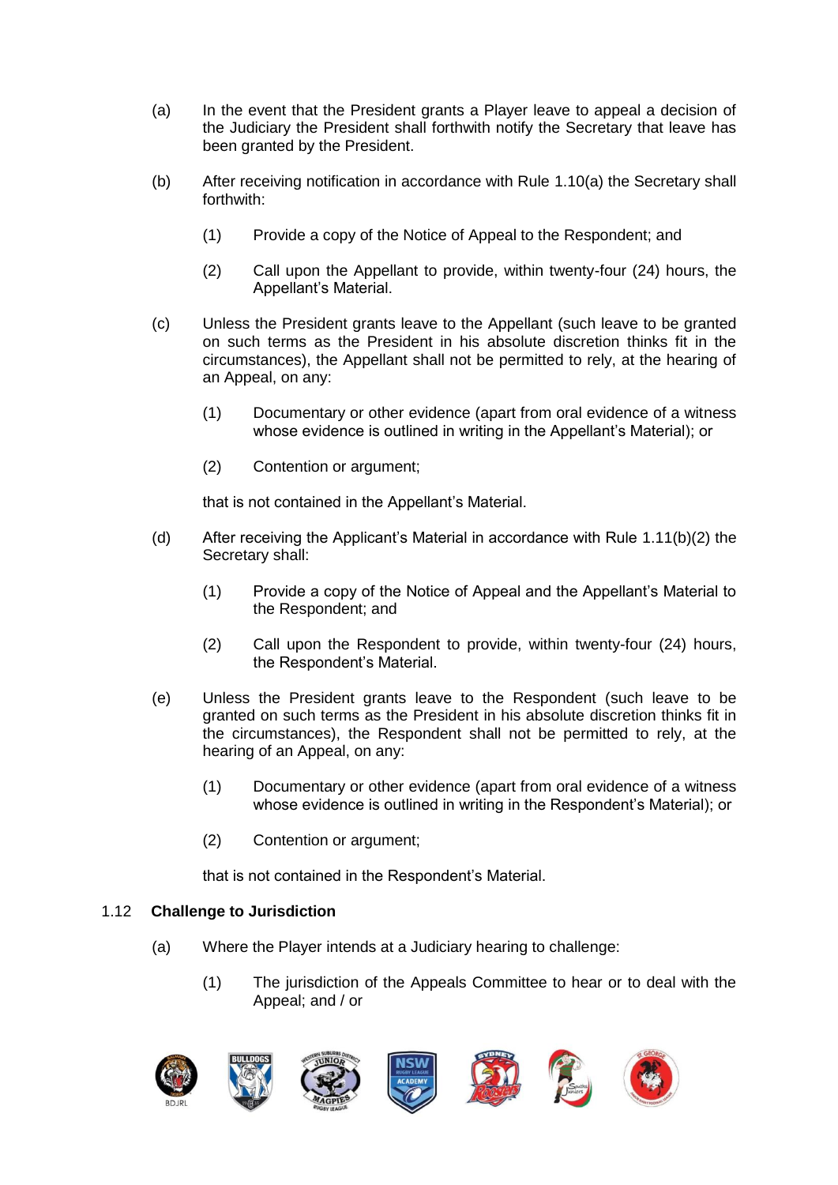(a) In the event that the President grants a Player leave to appeal a decision of the Judiciary the President shall forthwith notify the Secretary that leave has been granted by the President.

(b) After receiving notification in accordance with Rule 1.10(a) the Secretary shall forthwith:

  (1) Provide a copy of the Notice of Appeal to the Respondent; and

  (2) Call upon the Appellant to provide, within twenty-four (24) hours, the Appellant's Material.

(c) Unless the President grants leave to the Appellant (such leave to be granted on such terms as the President in his absolute discretion thinks fit in the circumstances), the Appellant shall not be permitted to rely, at the hearing of an Appeal, on any:

  (1) Documentary or other evidence (apart from oral evidence of a witness whose evidence is outlined in writing in the Appellant's Material); or

  (2) Contention or argument;

  that is not contained in the Appellant's Material.

(d) After receiving the Applicant's Material in accordance with Rule 1.11(b)(2) the Secretary shall:

  (1) Provide a copy of the Notice of Appeal and the Appellant's Material to the Respondent; and

  (2) Call upon the Respondent to provide, within twenty-four (24) hours, the Respondent's Material.

(e) Unless the President grants leave to the Respondent (such leave to be granted on such terms as the President in his absolute discretion thinks fit in the circumstances), the Respondent shall not be permitted to rely, at the hearing of an Appeal, on any:

  (1) Documentary or other evidence (apart from oral evidence of a witness whose evidence is outlined in writing in the Respondent's Material); or

  (2) Contention or argument;

  that is not contained in the Respondent's Material.

### 1.12 Challenge to Jurisdiction

(a) Where the Player intends at a Judiciary hearing to challenge:

  (1) The jurisdiction of the Appeals Committee to hear or to deal with the Appeal; and / or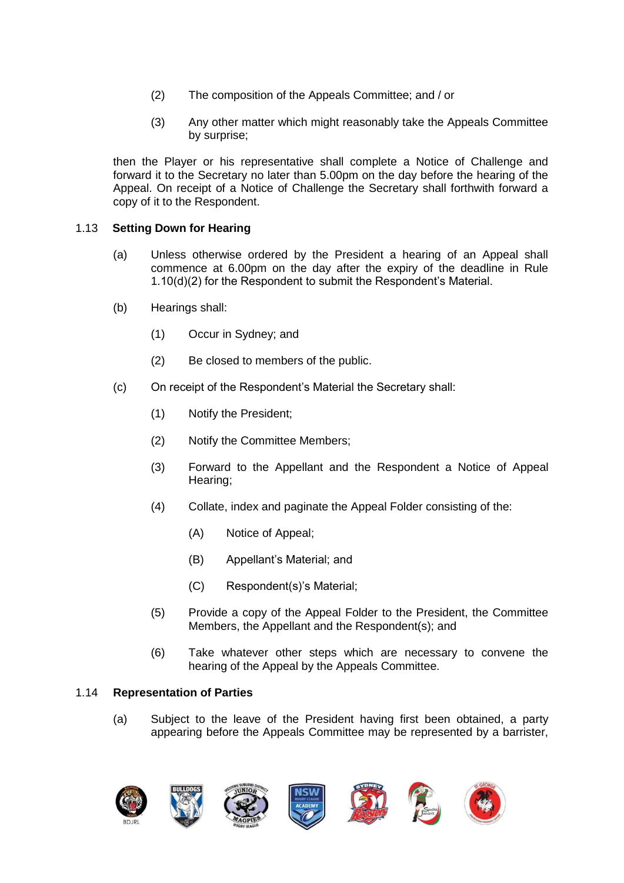(2) The composition of the Appeals Committee; and / or

(3) Any other matter which might reasonably take the Appeals Committee by surprise;

then the Player or his representative shall complete a Notice of Challenge and forward it to the Secretary no later than 5.00pm on the day before the hearing of the Appeal. On receipt of a Notice of Challenge the Secretary shall forthwith forward a copy of it to the Respondent.

1.13 **Setting Down for Hearing**

(a) Unless otherwise ordered by the President a hearing of an Appeal shall commence at 6.00pm on the day after the expiry of the deadline in Rule 1.10(d)(2) for the Respondent to submit the Respondent's Material.

(b) Hearings shall:

(1) Occur in Sydney; and

(2) Be closed to members of the public.

(c) On receipt of the Respondent's Material the Secretary shall:

(1) Notify the President;

(2) Notify the Committee Members;

(3) Forward to the Appellant and the Respondent a Notice of Appeal Hearing;

(4) Collate, index and paginate the Appeal Folder consisting of the:

(A) Notice of Appeal;

(B) Appellant's Material; and

(C) Respondent(s)'s Material;

(5) Provide a copy of the Appeal Folder to the President, the Committee Members, the Appellant and the Respondent(s); and

(6) Take whatever other steps which are necessary to convene the hearing of the Appeal by the Appeals Committee.

1.14 **Representation of Parties**

(a) Subject to the leave of the President having first been obtained, a party appearing before the Appeals Committee may be represented by a barrister,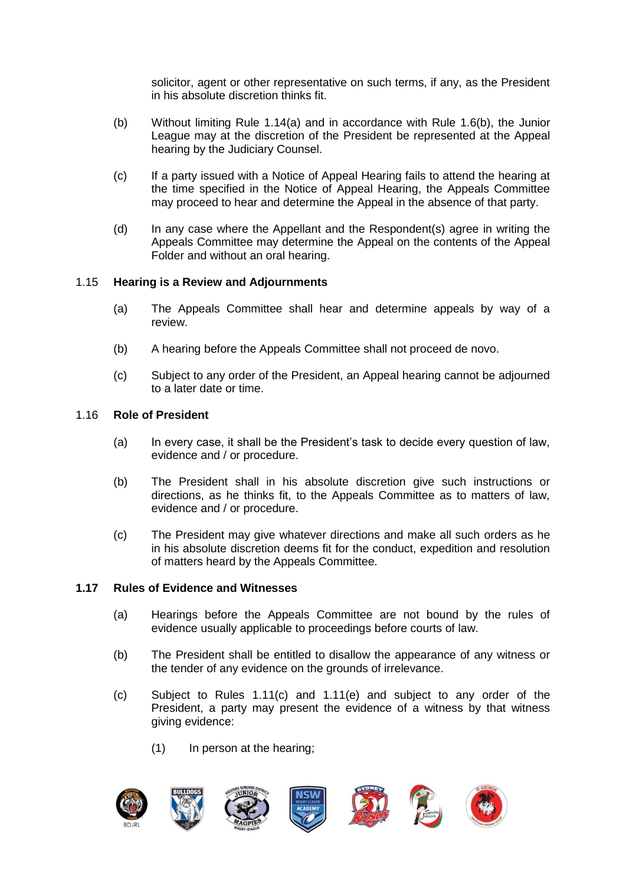solicitor, agent or other representative on such terms, if any, as the President in his absolute discretion thinks fit.

(b) Without limiting Rule 1.14(a) and in accordance with Rule 1.6(b), the Junior League may at the discretion of the President be represented at the Appeal hearing by the Judiciary Counsel.

(c) If a party issued with a Notice of Appeal Hearing fails to attend the hearing at the time specified in the Notice of Appeal Hearing, the Appeals Committee may proceed to hear and determine the Appeal in the absence of that party.

(d) In any case where the Appellant and the Respondent(s) agree in writing the Appeals Committee may determine the Appeal on the contents of the Appeal Folder and without an oral hearing.

1.15 **Hearing is a Review and Adjournments**

(a) The Appeals Committee shall hear and determine appeals by way of a review.

(b) A hearing before the Appeals Committee shall not proceed de novo.

(c) Subject to any order of the President, an Appeal hearing cannot be adjourned to a later date or time.

1.16 **Role of President**

(a) In every case, it shall be the President's task to decide every question of law, evidence and / or procedure.

(b) The President shall in his absolute discretion give such instructions or directions, as he thinks fit, to the Appeals Committee as to matters of law, evidence and / or procedure.

(c) The President may give whatever directions and make all such orders as he in his absolute discretion deems fit for the conduct, expedition and resolution of matters heard by the Appeals Committee.

**1.17 Rules of Evidence and Witnesses**

(a) Hearings before the Appeals Committee are not bound by the rules of evidence usually applicable to proceedings before courts of law.

(b) The President shall be entitled to disallow the appearance of any witness or the tender of any evidence on the grounds of irrelevance.

(c) Subject to Rules 1.11(c) and 1.11(e) and subject to any order of the President, a party may present the evidence of a witness by that witness giving evidence:

(1) In person at the hearing;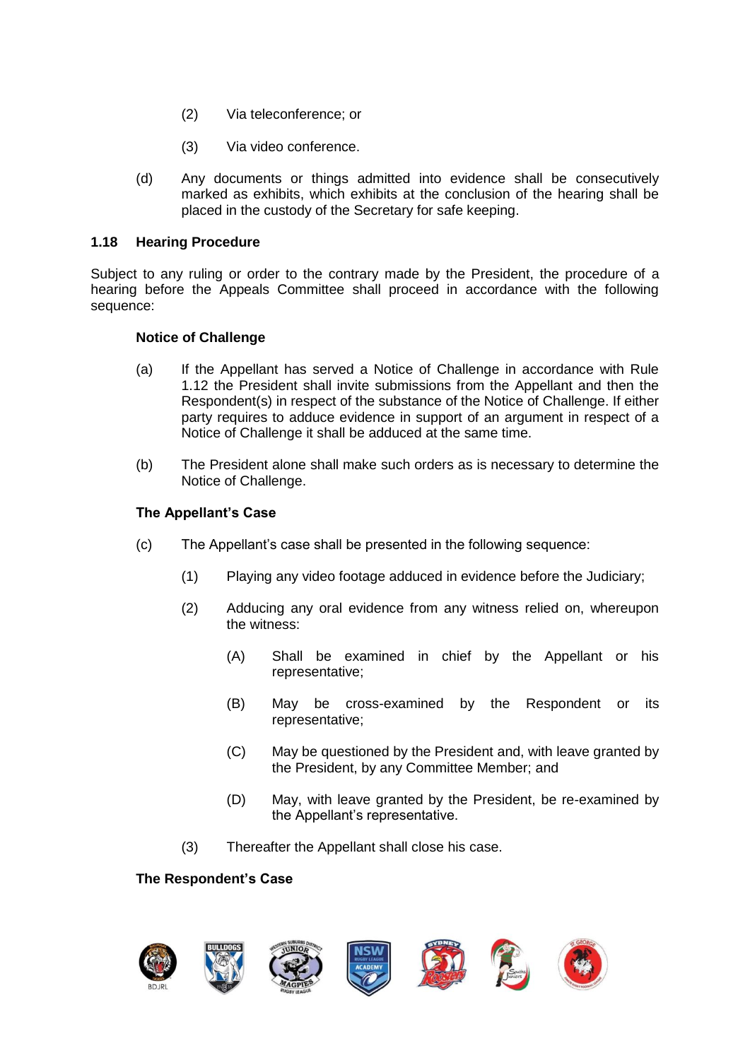(2) Via teleconference; or

(3) Via video conference.

(d) Any documents or things admitted into evidence shall be consecutively marked as exhibits, which exhibits at the conclusion of the hearing shall be placed in the custody of the Secretary for safe keeping.

### 1.18 Hearing Procedure

Subject to any ruling or order to the contrary made by the President, the procedure of a hearing before the Appeals Committee shall proceed in accordance with the following sequence:

**Notice of Challenge**

(a) If the Appellant has served a Notice of Challenge in accordance with Rule 1.12 the President shall invite submissions from the Appellant and then the Respondent(s) in respect of the substance of the Notice of Challenge. If either party requires to adduce evidence in support of an argument in respect of a Notice of Challenge it shall be adduced at the same time.

(b) The President alone shall make such orders as is necessary to determine the Notice of Challenge.

**The Appellant's Case**

(c) The Appellant's case shall be presented in the following sequence:

(1) Playing any video footage adduced in evidence before the Judiciary;

(2) Adducing any oral evidence from any witness relied on, whereupon the witness:

(A) Shall be examined in chief by the Appellant or his representative;

(B) May be cross-examined by the Respondent or its representative;

(C) May be questioned by the President and, with leave granted by the President, by any Committee Member; and

(D) May, with leave granted by the President, be re-examined by the Appellant's representative.

(3) Thereafter the Appellant shall close his case.

**The Respondent's Case**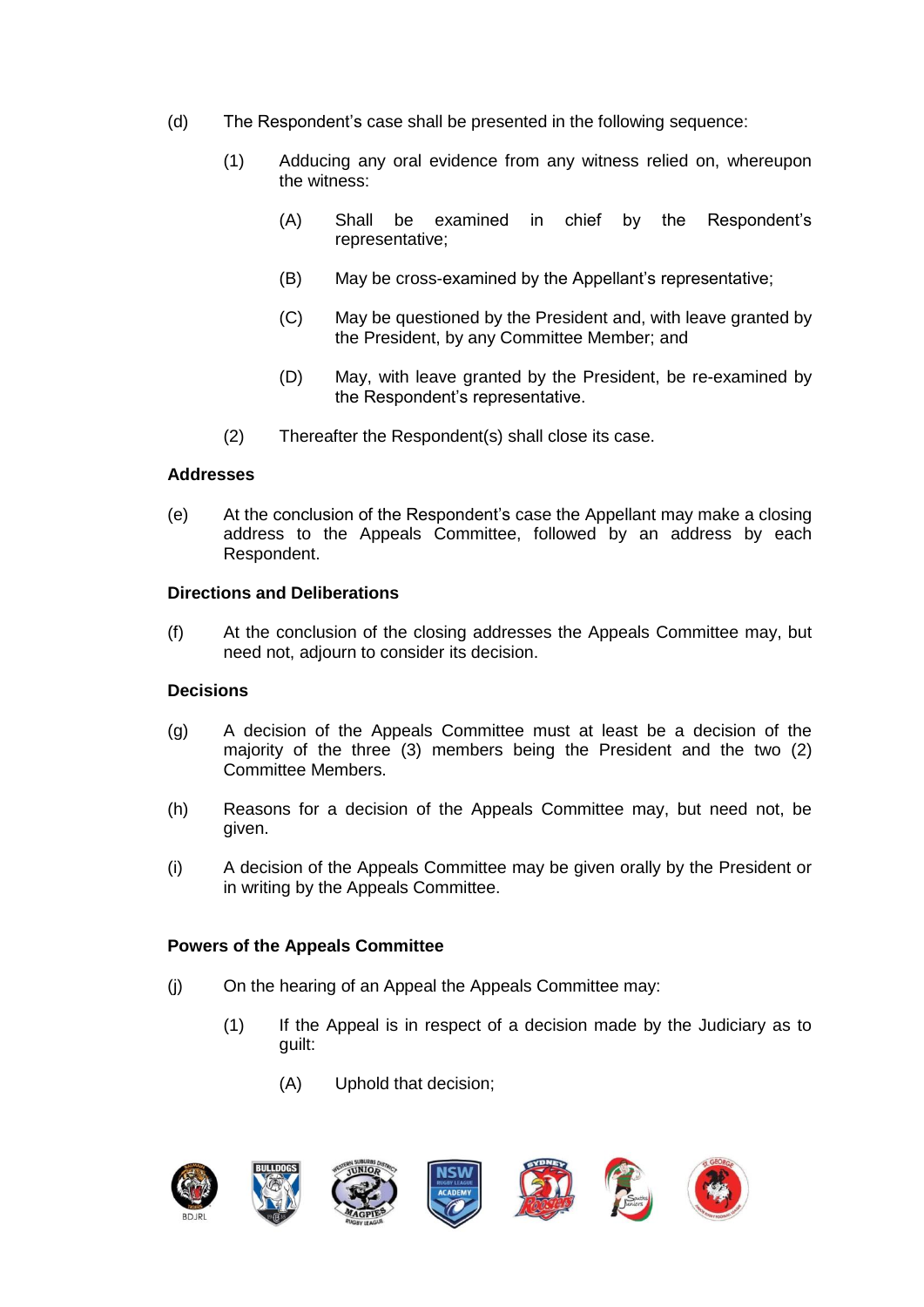(d) The Respondent's case shall be presented in the following sequence:

 (1) Adducing any oral evidence from any witness relied on, whereupon the witness:

  (A) Shall be examined in chief by the Respondent's representative;

  (B) May be cross-examined by the Appellant's representative;

  (C) May be questioned by the President and, with leave granted by the President, by any Committee Member; and

  (D) May, with leave granted by the President, be re-examined by the Respondent's representative.

 (2) Thereafter the Respondent(s) shall close its case.

**Addresses**

(e) At the conclusion of the Respondent's case the Appellant may make a closing address to the Appeals Committee, followed by an address by each Respondent.

**Directions and Deliberations**

(f) At the conclusion of the closing addresses the Appeals Committee may, but need not, adjourn to consider its decision.

**Decisions**

(g) A decision of the Appeals Committee must at least be a decision of the majority of the three (3) members being the President and the two (2) Committee Members.

(h) Reasons for a decision of the Appeals Committee may, but need not, be given.

(i) A decision of the Appeals Committee may be given orally by the President or in writing by the Appeals Committee.

**Powers of the Appeals Committee**

(j) On the hearing of an Appeal the Appeals Committee may:

 (1) If the Appeal is in respect of a decision made by the Judiciary as to guilt:

  (A) Uphold that decision;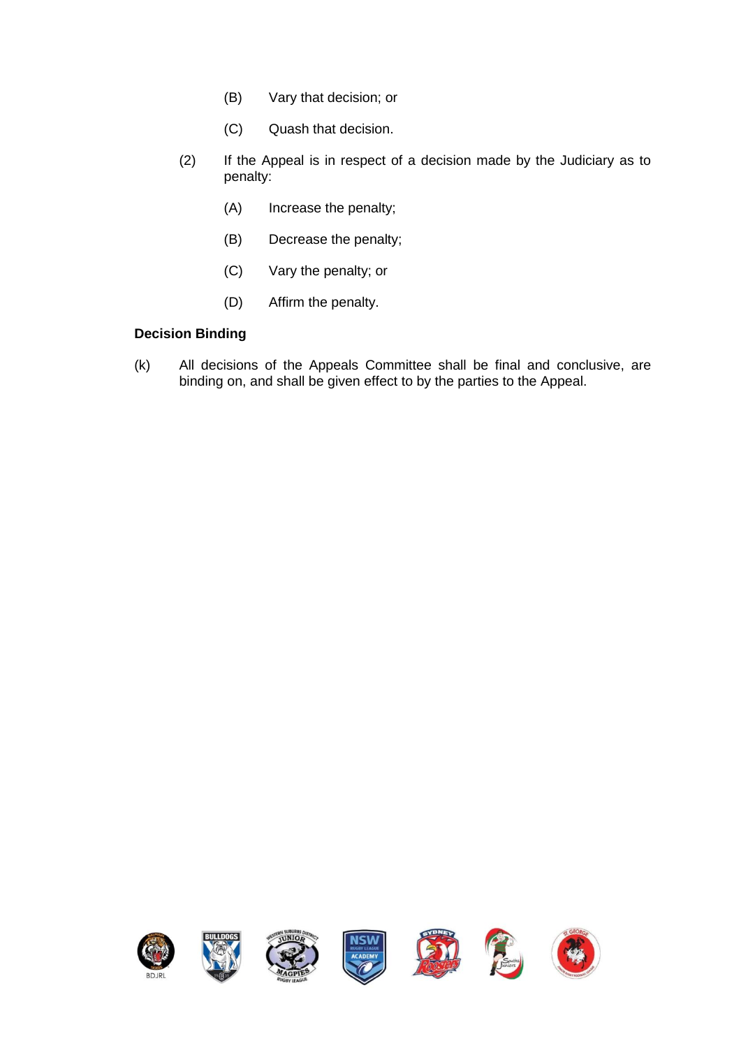(B) Vary that decision; or

(C) Quash that decision.

(2) If the Appeal is in respect of a decision made by the Judiciary as to penalty:

(A) Increase the penalty;

(B) Decrease the penalty;

(C) Vary the penalty; or

(D) Affirm the penalty.

**Decision Binding**

(k) All decisions of the Appeals Committee shall be final and conclusive, are binding on, and shall be given effect to by the parties to the Appeal.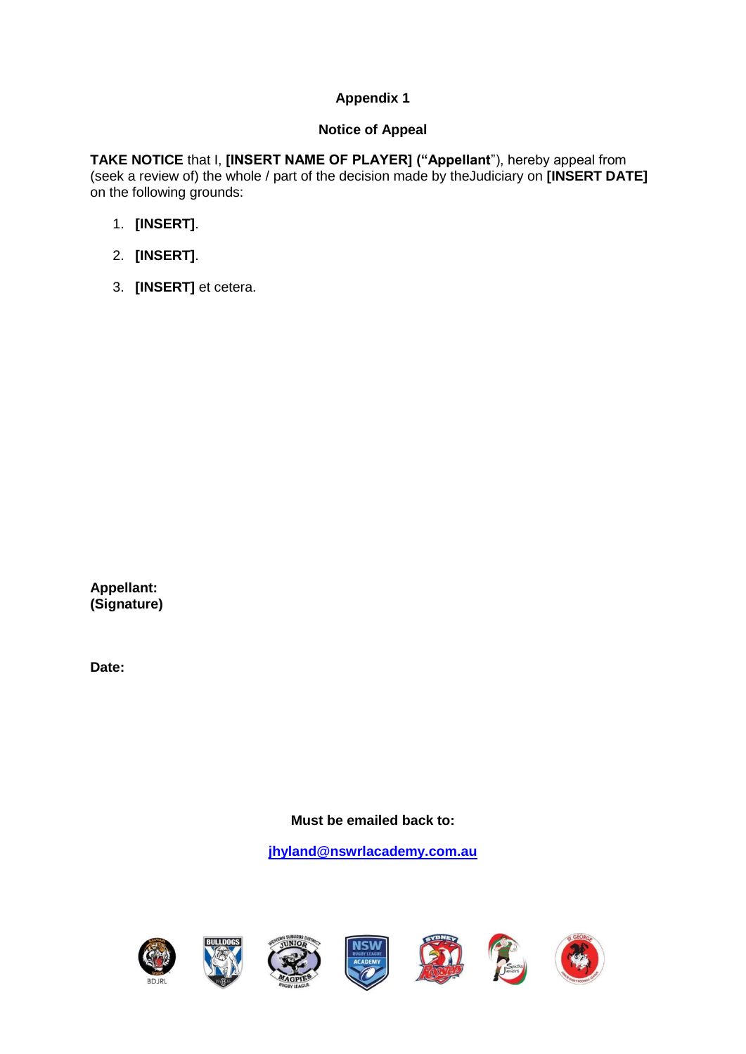**Appendix 1**

**Notice of Appeal**

**TAKE NOTICE** that I, **[INSERT NAME OF PLAYER] ("Appellant**"), hereby appeal from (seek a review of) the whole / part of the decision made by theJudiciary on **[INSERT DATE]** on the following grounds:

1. **[INSERT]**.
2. **[INSERT]**.
3. **[INSERT]** et cetera.

**Appellant:**
**(Signature)**

**Date:**

**Must be emailed back to:**

**[jhyland@nswrlacademy.com.au](mailto:jhyland@nswrlacademy.com.au)**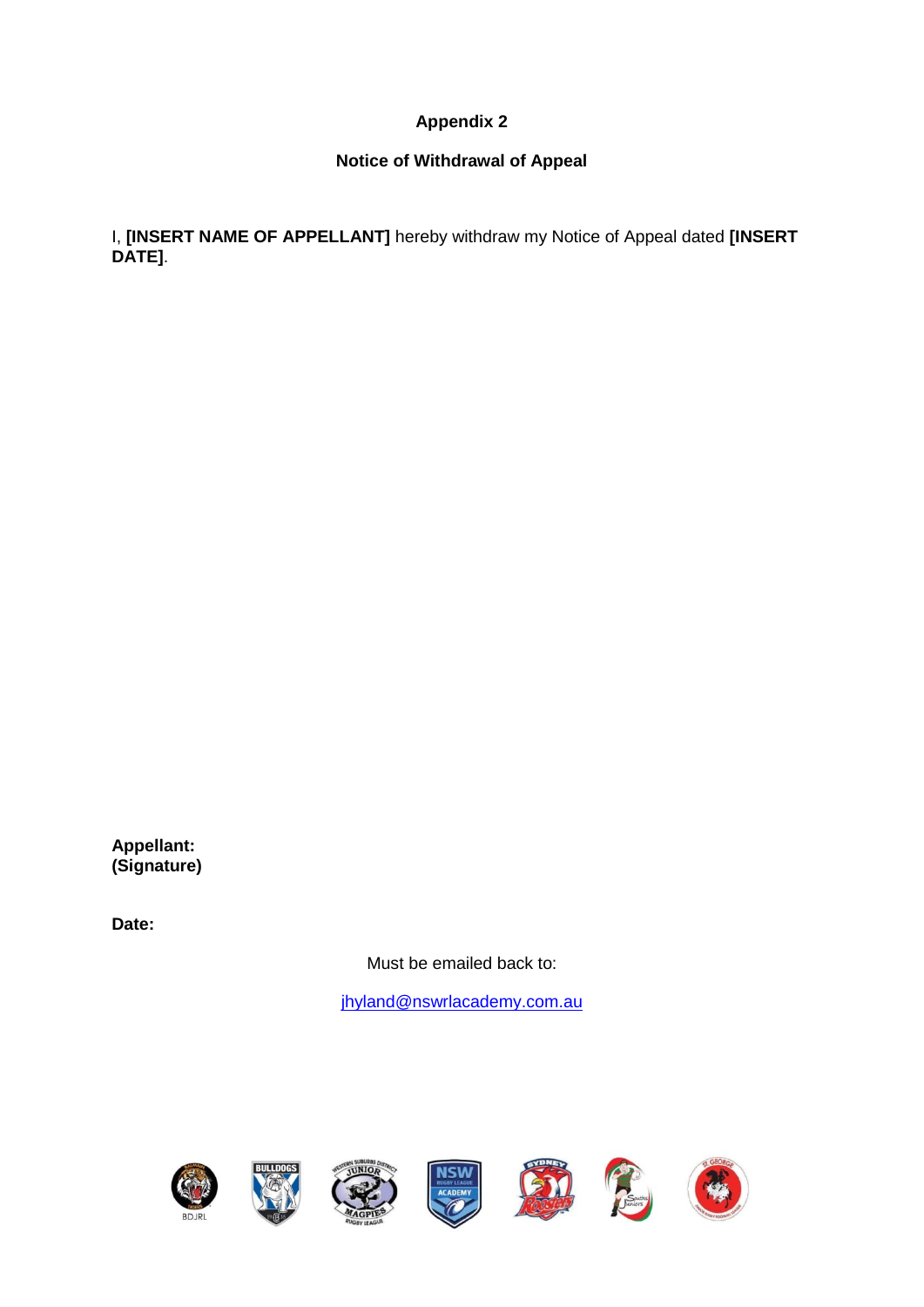**Appendix 2**

**Notice of Withdrawal of Appeal**

I, **[INSERT NAME OF APPELLANT]** hereby withdraw my Notice of Appeal dated **[INSERT DATE]**.

**Appellant:**
**(Signature)**

**Date:**

Must be emailed back to:

jhyland@nswrlacademy.com.au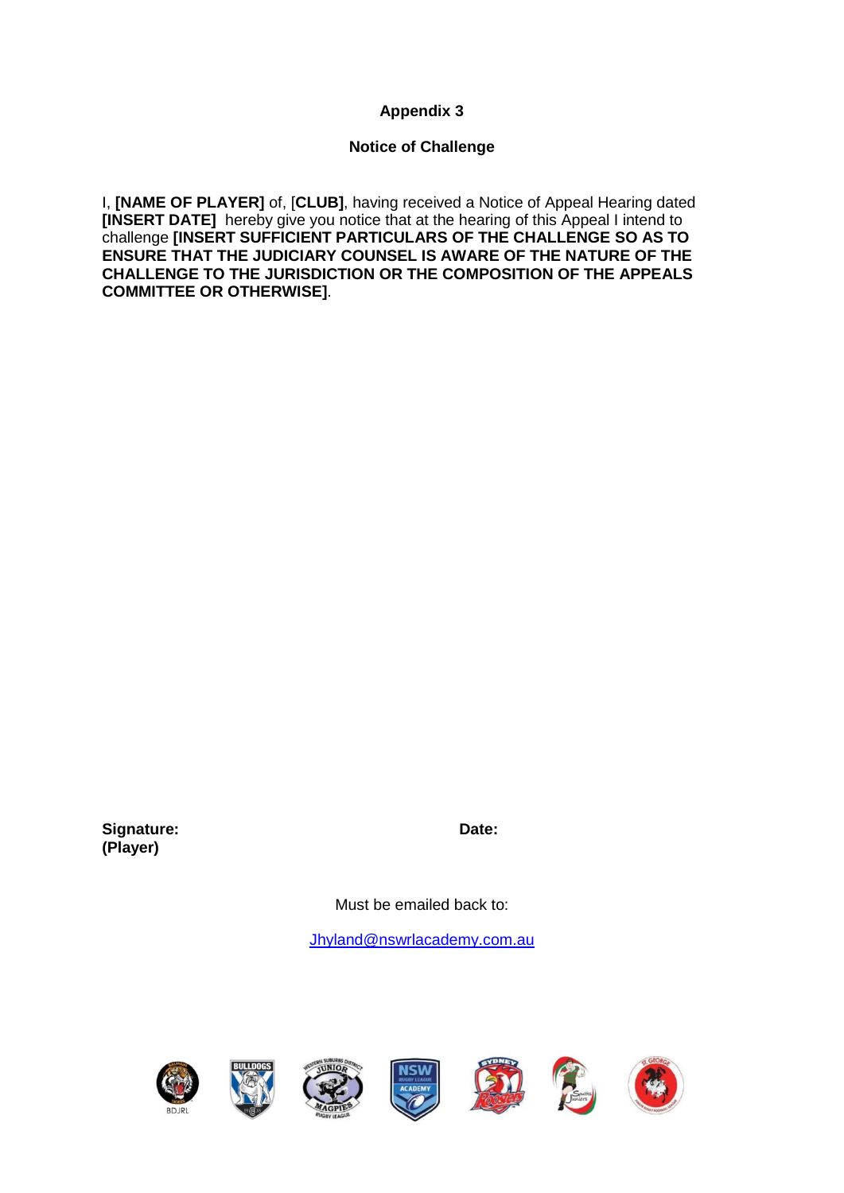**Appendix 3**

**Notice of Challenge**

I, **[NAME OF PLAYER]** of, [**CLUB]**, having received a Notice of Appeal Hearing dated **[INSERT DATE]** hereby give you notice that at the hearing of this Appeal I intend to challenge **[INSERT SUFFICIENT PARTICULARS OF THE CHALLENGE SO AS TO ENSURE THAT THE JUDICIARY COUNSEL IS AWARE OF THE NATURE OF THE CHALLENGE TO THE JURISDICTION OR THE COMPOSITION OF THE APPEALS COMMITTEE OR OTHERWISE]**.

**Signature:**
**(Player)**

**Date:**

Must be emailed back to:

Jhyland@nswrlacademy.com.au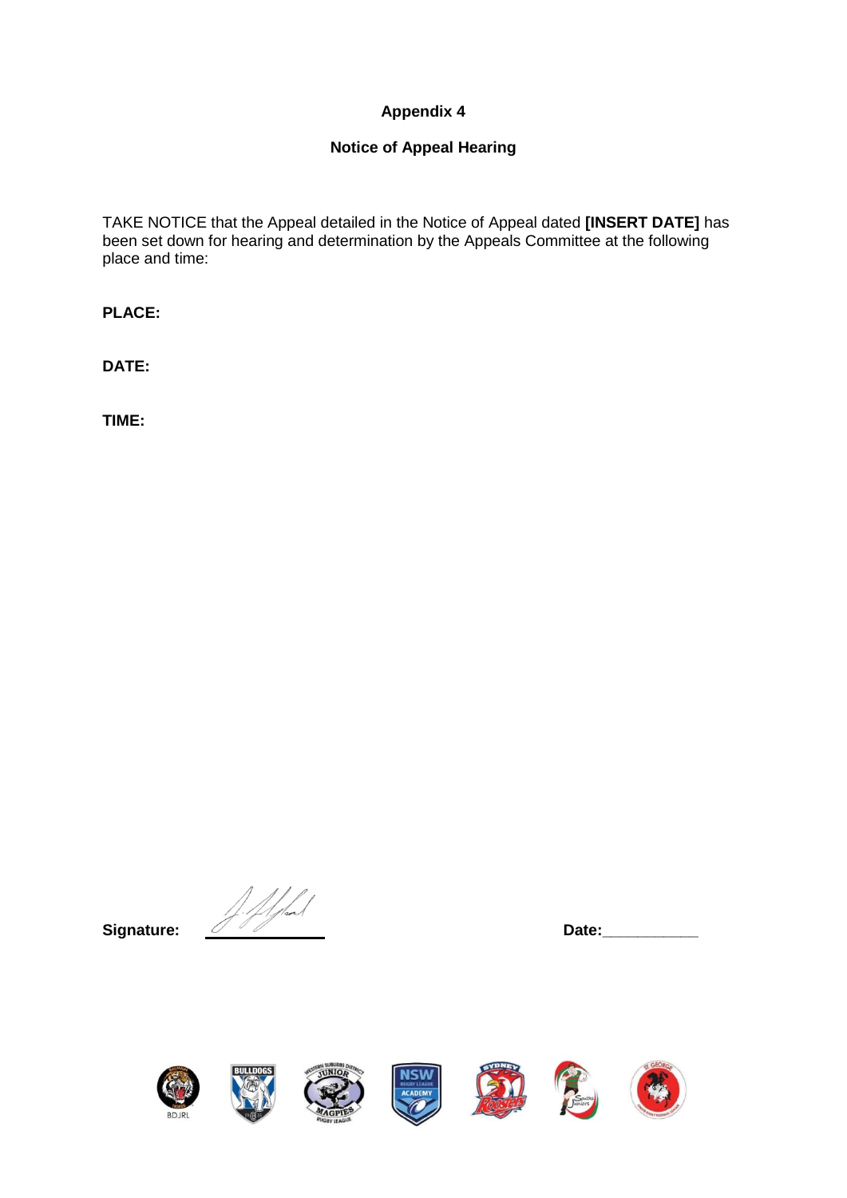**Appendix 4**

**Notice of Appeal Hearing**

TAKE NOTICE that the Appeal detailed in the Notice of Appeal dated **[INSERT DATE]** has been set down for hearing and determination by the Appeals Committee at the following place and time:

**PLACE:**

**DATE:**

**TIME:**

**Signature:** ____________ **Date:**___________